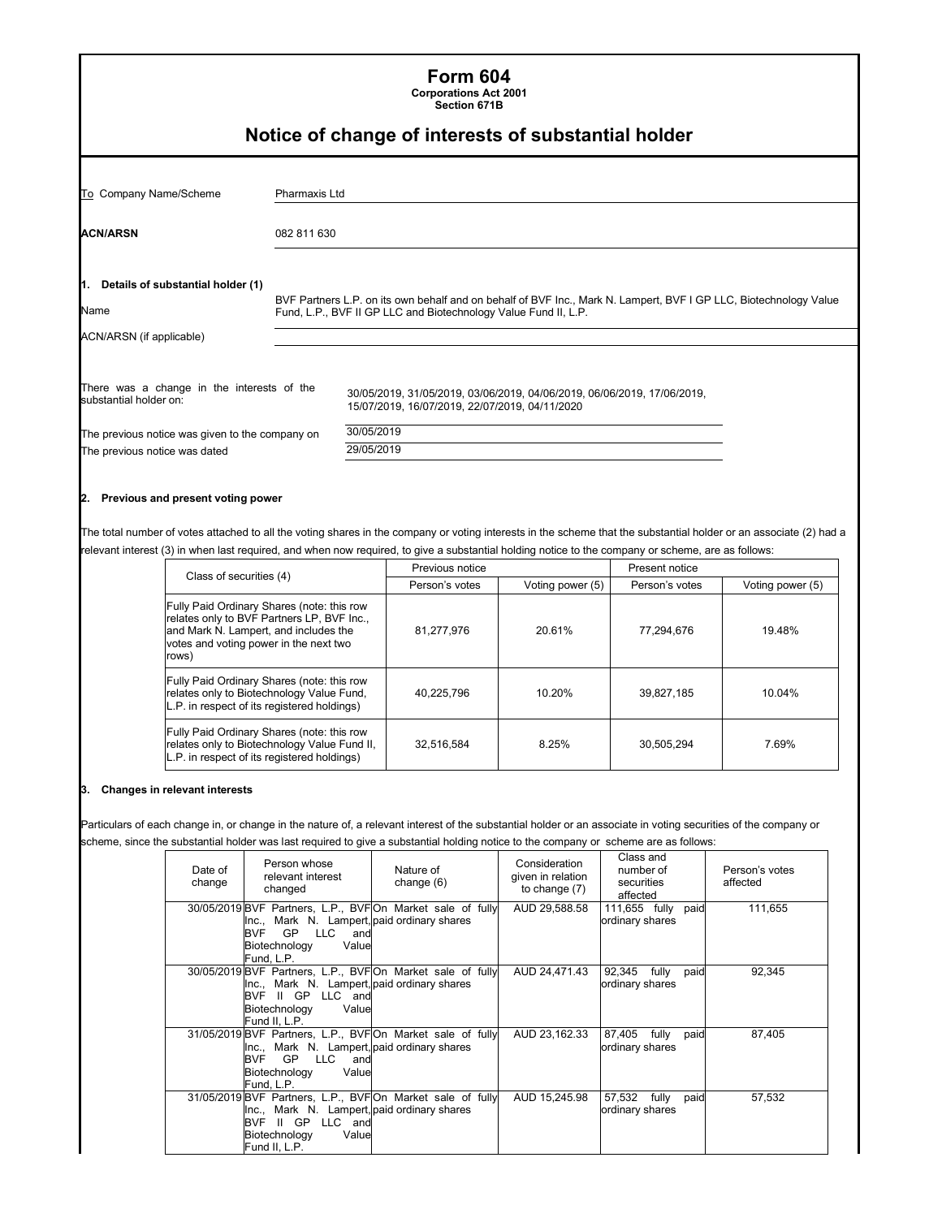# Form 604

**Corporations Act 2001**
**Section 671B**

## Notice of change of interests of substantial holder

To Company Name/Scheme: Pharmaxis Ltd

**ACN/ARSN**: 082 811 630

**1. Details of substantial holder (1)**

Name: BVF Partners L.P. on its own behalf and on behalf of BVF Inc., Mark N. Lampert, BVF I GP LLC, Biotechnology Value Fund, L.P., BVF II GP LLC and Biotechnology Value Fund II, L.P.

ACN/ARSN (if applicable):

There was a change in the interests of the substantial holder on: 30/05/2019, 31/05/2019, 03/06/2019, 04/06/2019, 06/06/2019, 17/06/2019, 15/07/2019, 16/07/2019, 22/07/2019, 04/11/2020

The previous notice was given to the company on: 30/05/2019

The previous notice was dated: 29/05/2019

**2. Previous and present voting power**

The total number of votes attached to all the voting shares in the company or voting interests in the scheme that the substantial holder or an associate (2) had a relevant interest (3) in when last required, and when now required, to give a substantial holding notice to the company or scheme, are as follows:

| Class of securities (4) | Previous notice | | Present notice | |
|---|---|---|---|---|
| | Person's votes | Voting power (5) | Person's votes | Voting power (5) |
| Fully Paid Ordinary Shares (note: this row relates only to BVF Partners LP, BVF Inc., and Mark N. Lampert, and includes the votes and voting power in the next two rows) | 81,277,976 | 20.61% | 77,294,676 | 19.48% |
| Fully Paid Ordinary Shares (note: this row relates only to Biotechnology Value Fund, L.P. in respect of its registered holdings) | 40,225,796 | 10.20% | 39,827,185 | 10.04% |
| Fully Paid Ordinary Shares (note: this row relates only to Biotechnology Value Fund II, L.P. in respect of its registered holdings) | 32,516,584 | 8.25% | 30,505,294 | 7.69% |

**3. Changes in relevant interests**

Particulars of each change in, or change in the nature of, a relevant interest of the substantial holder or an associate in voting securities of the company or scheme, since the substantial holder was last required to give a substantial holding notice to the company or scheme are as follows:

| Date of change | Person whose relevant interest changed | Nature of change (6) | Consideration given in relation to change (7) | Class and number of securities affected | Person's votes affected |
|---|---|---|---|---|---|
| 30/05/2019 | BVF Partners, L.P., BVF Inc., Mark N. Lampert, BVF GP LLC and Biotechnology Value Fund, L.P. | On Market sale of fully paid ordinary shares | AUD 29,588.58 | 111,655 fully paid ordinary shares | 111,655 |
| 30/05/2019 | BVF Partners, L.P., BVF Inc., Mark N. Lampert, BVF II GP LLC and Biotechnology Value Fund II, L.P. | On Market sale of fully paid ordinary shares | AUD 24,471.43 | 92,345 fully paid ordinary shares | 92,345 |
| 31/05/2019 | BVF Partners, L.P., BVF Inc., Mark N. Lampert, BVF GP LLC and Biotechnology Value Fund, L.P. | On Market sale of fully paid ordinary shares | AUD 23,162.33 | 87,405 fully paid ordinary shares | 87,405 |
| 31/05/2019 | BVF Partners, L.P., BVF Inc., Mark N. Lampert, BVF II GP LLC and Biotechnology Value Fund II, L.P. | On Market sale of fully paid ordinary shares | AUD 15,245.98 | 57,532 fully paid ordinary shares | 57,532 |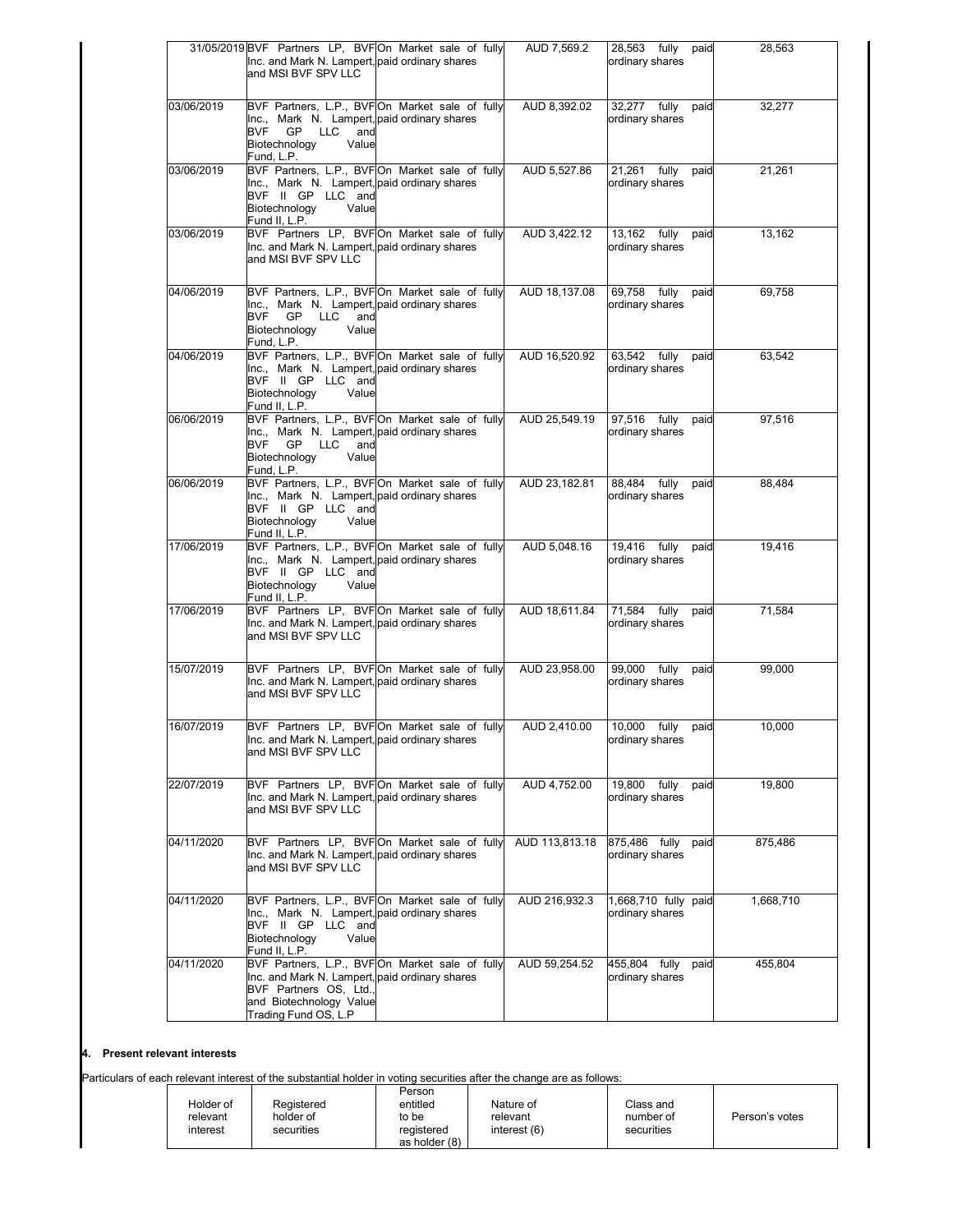| 31/05/2019 | BVF Partners LP, BVF Inc. and Mark N. Lampert, and MSI BVF SPV LLC | On Market sale of fully paid ordinary shares | AUD 7,569.2 | 28,563 fully paid ordinary shares | 28,563 |
|---|---|---|---|---|---|
| 03/06/2019 | BVF Partners, L.P., BVF Inc., Mark N. Lampert, BVF GP LLC and Biotechnology Value Fund, L.P. | On Market sale of fully paid ordinary shares | AUD 8,392.02 | 32,277 fully paid ordinary shares | 32,277 |
| 03/06/2019 | BVF Partners, L.P., BVF Inc., Mark N. Lampert, BVF II GP LLC and Biotechnology Value Fund II, L.P. | On Market sale of fully paid ordinary shares | AUD 5,527.86 | 21,261 fully paid ordinary shares | 21,261 |
| 03/06/2019 | BVF Partners LP, BVF Inc. and Mark N. Lampert, and MSI BVF SPV LLC | On Market sale of fully paid ordinary shares | AUD 3,422.12 | 13,162 fully paid ordinary shares | 13,162 |
| 04/06/2019 | BVF Partners, L.P., BVF Inc., Mark N. Lampert, BVF GP LLC and Biotechnology Value Fund, L.P. | On Market sale of fully paid ordinary shares | AUD 18,137.08 | 69,758 fully paid ordinary shares | 69,758 |
| 04/06/2019 | BVF Partners, L.P., BVF Inc., Mark N. Lampert, BVF II GP LLC and Biotechnology Value Fund II, L.P. | On Market sale of fully paid ordinary shares | AUD 16,520.92 | 63,542 fully paid ordinary shares | 63,542 |
| 06/06/2019 | BVF Partners, L.P., BVF Inc., Mark N. Lampert, BVF GP LLC and Biotechnology Value Fund, L.P. | On Market sale of fully paid ordinary shares | AUD 25,549.19 | 97,516 fully paid ordinary shares | 97,516 |
| 06/06/2019 | BVF Partners, L.P., BVF Inc., Mark N. Lampert, BVF II GP LLC and Biotechnology Value Fund II, L.P. | On Market sale of fully paid ordinary shares | AUD 23,182.81 | 88,484 fully paid ordinary shares | 88,484 |
| 17/06/2019 | BVF Partners, L.P., BVF Inc., Mark N. Lampert, BVF II GP LLC and Biotechnology Value Fund II, L.P. | On Market sale of fully paid ordinary shares | AUD 5,048.16 | 19,416 fully paid ordinary shares | 19,416 |
| 17/06/2019 | BVF Partners LP, BVF Inc. and Mark N. Lampert, and MSI BVF SPV LLC | On Market sale of fully paid ordinary shares | AUD 18,611.84 | 71,584 fully paid ordinary shares | 71,584 |
| 15/07/2019 | BVF Partners LP, BVF Inc. and Mark N. Lampert, and MSI BVF SPV LLC | On Market sale of fully paid ordinary shares | AUD 23,958.00 | 99,000 fully paid ordinary shares | 99,000 |
| 16/07/2019 | BVF Partners LP, BVF Inc. and Mark N. Lampert, and MSI BVF SPV LLC | On Market sale of fully paid ordinary shares | AUD 2,410.00 | 10,000 fully paid ordinary shares | 10,000 |
| 22/07/2019 | BVF Partners LP, BVF Inc. and Mark N. Lampert, and MSI BVF SPV LLC | On Market sale of fully paid ordinary shares | AUD 4,752.00 | 19,800 fully paid ordinary shares | 19,800 |
| 04/11/2020 | BVF Partners LP, BVF Inc. and Mark N. Lampert, and MSI BVF SPV LLC | On Market sale of fully paid ordinary shares | AUD 113,813.18 | 875,486 fully paid ordinary shares | 875,486 |
| 04/11/2020 | BVF Partners, L.P., BVF Inc., Mark N. Lampert, BVF II GP LLC and Biotechnology Value Fund II, L.P. | On Market sale of fully paid ordinary shares | AUD 216,932.3 | 1,668,710 fully paid ordinary shares | 1,668,710 |
| 04/11/2020 | BVF Partners, L.P., BVF Inc. and Mark N. Lampert, BVF Partners OS, Ltd., and Biotechnology Value Trading Fund OS, L.P | On Market sale of fully paid ordinary shares | AUD 59,254.52 | 455,804 fully paid ordinary shares | 455,804 |

**4. Present relevant interests**

Particulars of each relevant interest of the substantial holder in voting securities after the change are as follows:

| Holder of relevant interest | Registered holder of securities | Person entitled to be registered as holder (8) | Nature of relevant interest (6) | Class and number of securities | Person's votes |
|---|---|---|---|---|---|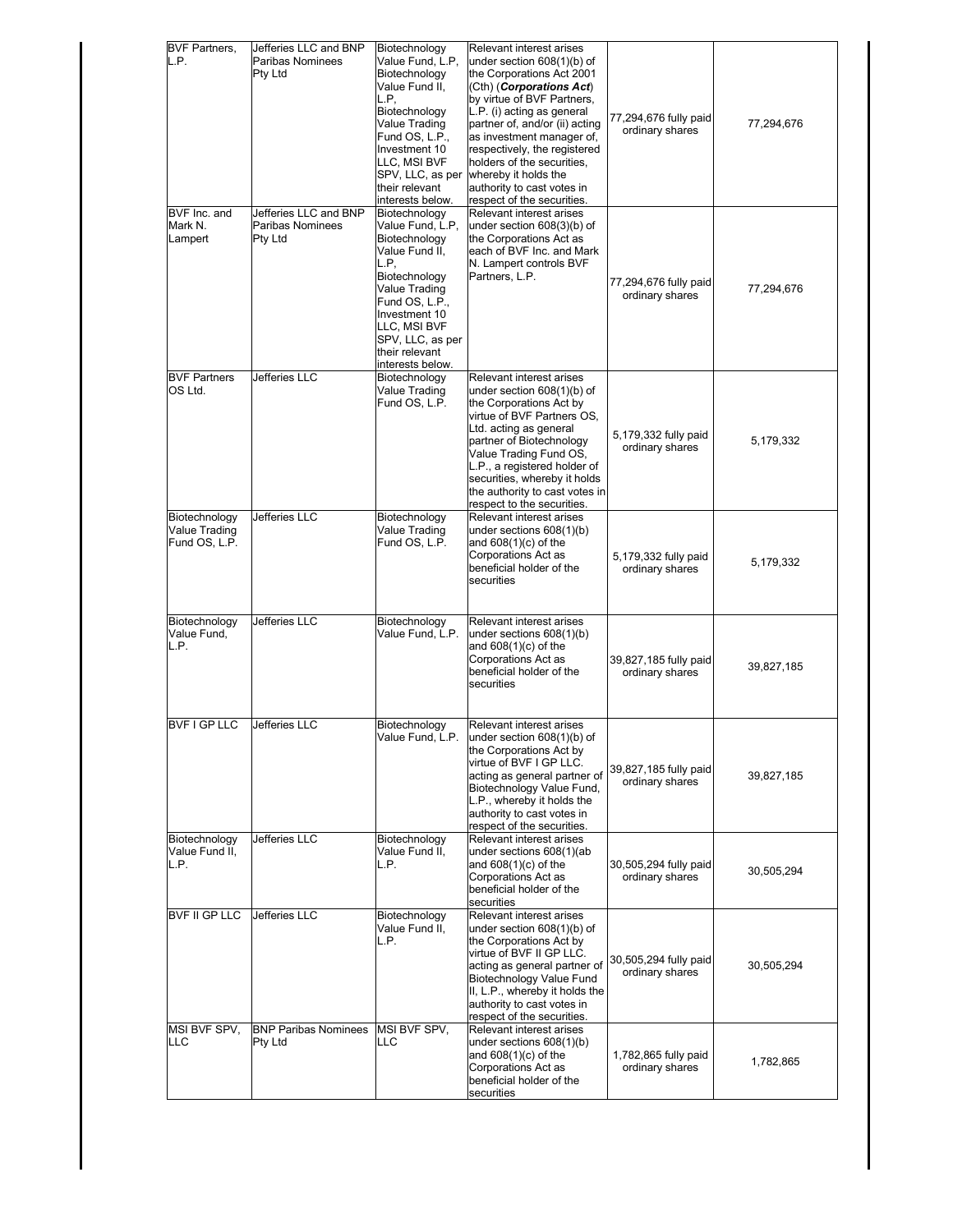| BVF Partners, L.P. | Jefferies LLC and BNP Paribas Nominees Pty Ltd | Biotechnology Value Fund, L.P, Biotechnology Value Fund II, L.P, Biotechnology Value Trading Fund OS, L.P., Investment 10 LLC, MSI BVF SPV, LLC, as per their relevant interests below. | Relevant interest arises under section 608(1)(b) of the Corporations Act 2001 (Cth) (***Corporations Act***) by virtue of BVF Partners, L.P. (i) acting as general partner of, and/or (ii) acting as investment manager of, respectively, the registered holders of the securities, whereby it holds the authority to cast votes in respect of the securities. | 77,294,676 fully paid ordinary shares | 77,294,676 |
|---|---|---|---|---|---|
| BVF Inc. and Mark N. Lampert | Jefferies LLC and BNP Paribas Nominees Pty Ltd | Biotechnology Value Fund, L.P, Biotechnology Value Fund II, L.P, Biotechnology Value Trading Fund OS, L.P., Investment 10 LLC, MSI BVF SPV, LLC, as per their relevant interests below. | Relevant interest arises under section 608(3)(b) of the Corporations Act as each of BVF Inc. and Mark N. Lampert controls BVF Partners, L.P. | 77,294,676 fully paid ordinary shares | 77,294,676 |
| BVF Partners OS Ltd. | Jefferies LLC | Biotechnology Value Trading Fund OS, L.P. | Relevant interest arises under section 608(1)(b) of the Corporations Act by virtue of BVF Partners OS, Ltd. acting as general partner of Biotechnology Value Trading Fund OS, L.P., a registered holder of securities, whereby it holds the authority to cast votes in respect to the securities. | 5,179,332 fully paid ordinary shares | 5,179,332 |
| Biotechnology Value Trading Fund OS, L.P. | Jefferies LLC | Biotechnology Value Trading Fund OS, L.P. | Relevant interest arises under sections 608(1)(b) and 608(1)(c) of the Corporations Act as beneficial holder of the securities | 5,179,332 fully paid ordinary shares | 5,179,332 |
| Biotechnology Value Fund, L.P. | Jefferies LLC | Biotechnology Value Fund, L.P. | Relevant interest arises under sections 608(1)(b) and 608(1)(c) of the Corporations Act as beneficial holder of the securities | 39,827,185 fully paid ordinary shares | 39,827,185 |
| BVF I GP LLC | Jefferies LLC | Biotechnology Value Fund, L.P. | Relevant interest arises under section 608(1)(b) of the Corporations Act by virtue of BVF I GP LLC. acting as general partner of Biotechnology Value Fund, L.P., whereby it holds the authority to cast votes in respect of the securities. | 39,827,185 fully paid ordinary shares | 39,827,185 |
| Biotechnology Value Fund II, L.P. | Jefferies LLC | Biotechnology Value Fund II, L.P. | Relevant interest arises under sections 608(1)(ab and 608(1)(c) of the Corporations Act as beneficial holder of the securities | 30,505,294 fully paid ordinary shares | 30,505,294 |
| BVF II GP LLC | Jefferies LLC | Biotechnology Value Fund II, L.P. | Relevant interest arises under section 608(1)(b) of the Corporations Act by virtue of BVF II GP LLC. acting as general partner of Biotechnology Value Fund II, L.P., whereby it holds the authority to cast votes in respect of the securities. | 30,505,294 fully paid ordinary shares | 30,505,294 |
| MSI BVF SPV, LLC | BNP Paribas Nominees Pty Ltd | MSI BVF SPV, LLC | Relevant interest arises under sections 608(1)(b) and 608(1)(c) of the Corporations Act as beneficial holder of the securities | 1,782,865 fully paid ordinary shares | 1,782,865 |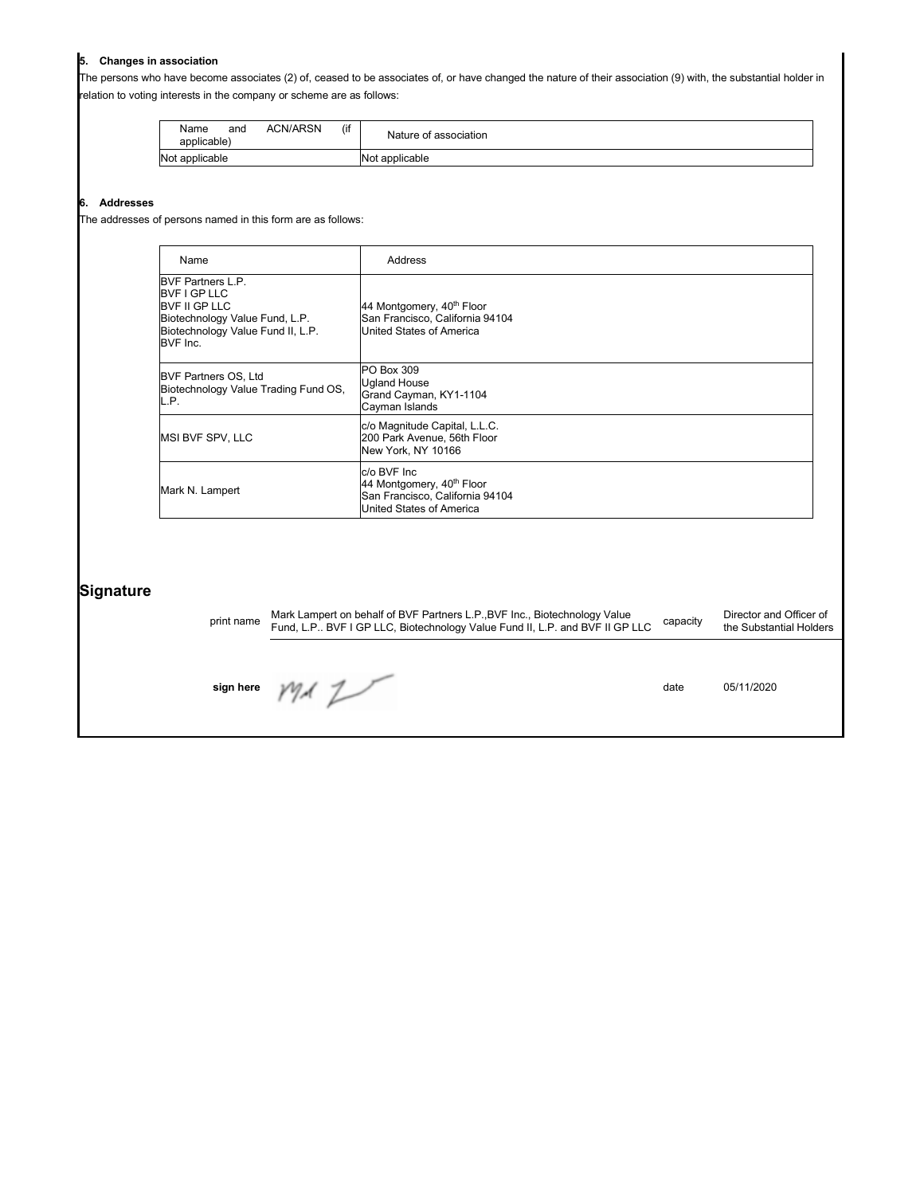**5. Changes in association**

The persons who have become associates (2) of, ceased to be associates of, or have changed the nature of their association (9) with, the substantial holder in relation to voting interests in the company or scheme are as follows:

| Name and ACN/ARSN (if applicable) | Nature of association |
| --- | --- |
| Not applicable | Not applicable |

**6. Addresses**

The addresses of persons named in this form are as follows:

| Name | Address |
| --- | --- |
| BVF Partners L.P.<br>BVF I GP LLC<br>BVF II GP LLC<br>Biotechnology Value Fund, L.P.<br>Biotechnology Value Fund II, L.P.<br>BVF Inc. | 44 Montgomery, 40th Floor<br>San Francisco, California 94104<br>United States of America |
| BVF Partners OS, Ltd<br>Biotechnology Value Trading Fund OS, L.P. | PO Box 309<br>Ugland House<br>Grand Cayman, KY1-1104<br>Cayman Islands |
| MSI BVF SPV, LLC | c/o Magnitude Capital, L.L.C.<br>200 Park Avenue, 56th Floor<br>New York, NY 10166 |
| Mark N. Lampert | c/o BVF Inc<br>44 Montgomery, 40th Floor<br>San Francisco, California 94104<br>United States of America |

## Signature

| | | | |
| --- | --- | --- | --- |
| print name | Mark Lampert on behalf of BVF Partners L.P.,BVF Inc., Biotechnology Value Fund, L.P.. BVF I GP LLC, Biotechnology Value Fund II, L.P. and BVF II GP LLC | capacity | Director and Officer of the Substantial Holders |
| sign here | | date | 05/11/2020 |